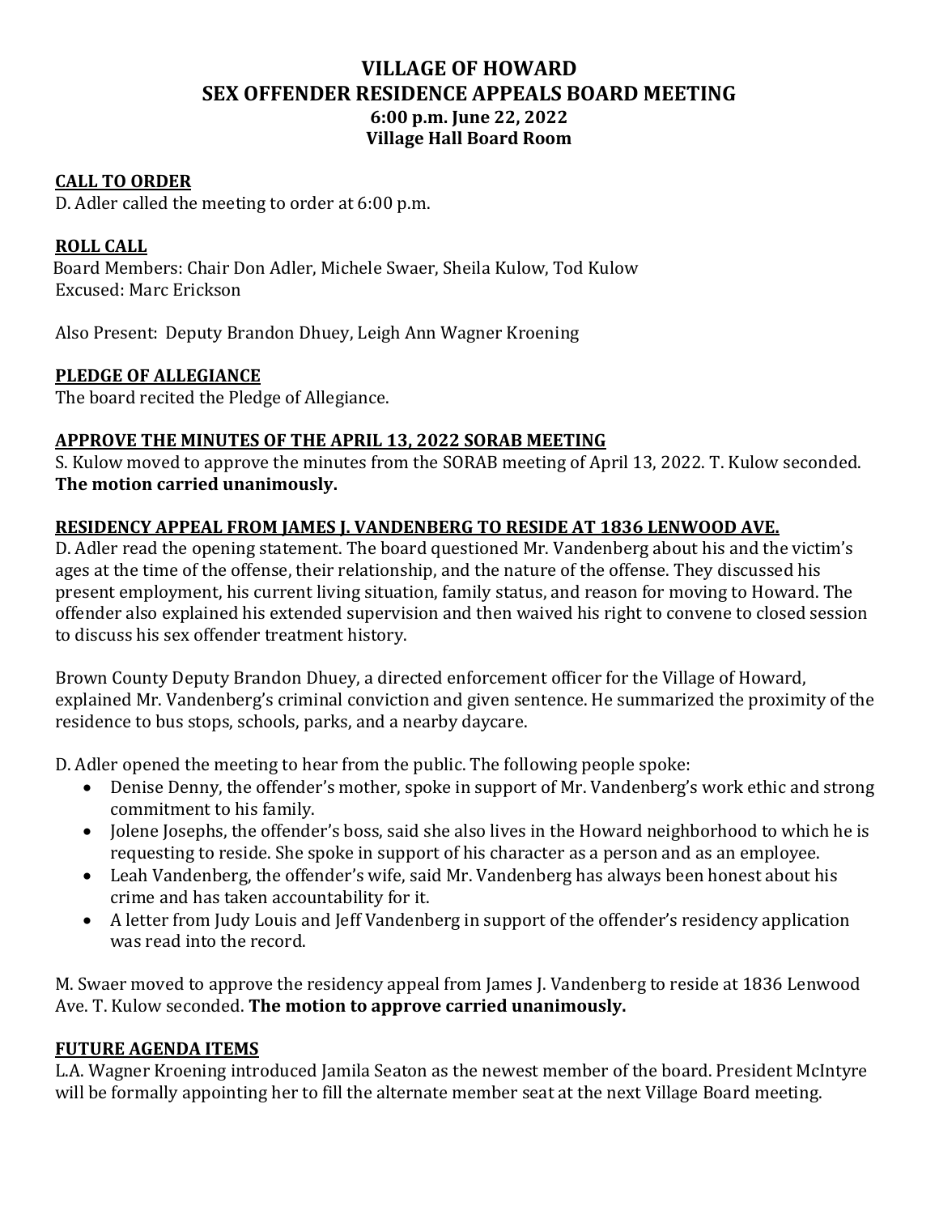# VILLAGE OF HOWARD
# SEX OFFENDER RESIDENCE APPEALS BOARD MEETING
### 6:00 p.m. June 22, 2022
### Village Hall Board Room

## CALL TO ORDER

D. Adler called the meeting to order at 6:00 p.m.

## ROLL CALL

Board Members: Chair Don Adler, Michele Swaer, Sheila Kulow, Tod Kulow
Excused: Marc Erickson

Also Present: Deputy Brandon Dhuey, Leigh Ann Wagner Kroening

## PLEDGE OF ALLEGIANCE

The board recited the Pledge of Allegiance.

## APPROVE THE MINUTES OF THE APRIL 13, 2022 SORAB MEETING

S. Kulow moved to approve the minutes from the SORAB meeting of April 13, 2022. T. Kulow seconded. **The motion carried unanimously.**

## RESIDENCY APPEAL FROM JAMES J. VANDENBERG TO RESIDE AT 1836 LENWOOD AVE.

D. Adler read the opening statement. The board questioned Mr. Vandenberg about his and the victim's ages at the time of the offense, their relationship, and the nature of the offense. They discussed his present employment, his current living situation, family status, and reason for moving to Howard. The offender also explained his extended supervision and then waived his right to convene to closed session to discuss his sex offender treatment history.

Brown County Deputy Brandon Dhuey, a directed enforcement officer for the Village of Howard, explained Mr. Vandenberg's criminal conviction and given sentence. He summarized the proximity of the residence to bus stops, schools, parks, and a nearby daycare.

D. Adler opened the meeting to hear from the public. The following people spoke:

- Denise Denny, the offender's mother, spoke in support of Mr. Vandenberg's work ethic and strong commitment to his family.
- Jolene Josephs, the offender's boss, said she also lives in the Howard neighborhood to which he is requesting to reside. She spoke in support of his character as a person and as an employee.
- Leah Vandenberg, the offender's wife, said Mr. Vandenberg has always been honest about his crime and has taken accountability for it.
- A letter from Judy Louis and Jeff Vandenberg in support of the offender's residency application was read into the record.

M. Swaer moved to approve the residency appeal from James J. Vandenberg to reside at 1836 Lenwood Ave. T. Kulow seconded. **The motion to approve carried unanimously.**

## FUTURE AGENDA ITEMS

L.A. Wagner Kroening introduced Jamila Seaton as the newest member of the board. President McIntyre will be formally appointing her to fill the alternate member seat at the next Village Board meeting.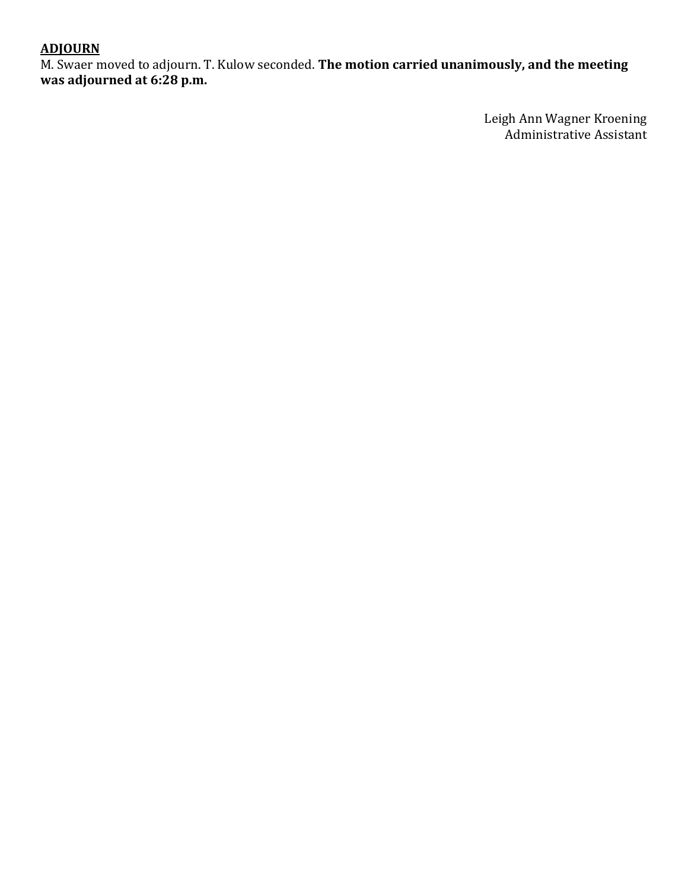**ADJOURN**

M. Swaer moved to adjourn. T. Kulow seconded. **The motion carried unanimously, and the meeting was adjourned at 6:28 p.m.**

Leigh Ann Wagner Kroening
Administrative Assistant